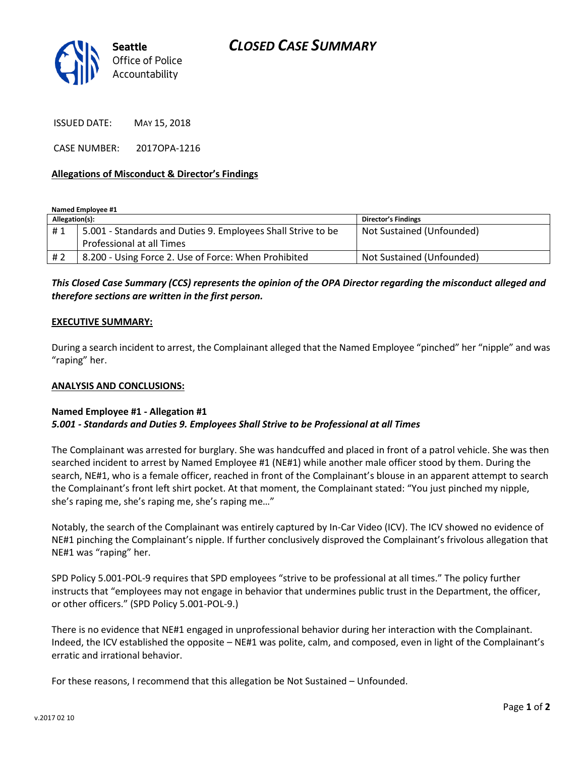Seattle Office of Police Accountability

# CLOSED CASE SUMMARY

ISSUED DATE: MAY 15, 2018

CASE NUMBER: 2017OPA-1216

**Allegations of Misconduct & Director's Findings**

**Named Employee #1**

| Allegation(s): | | Director's Findings |
|---|---|---|
| # 1 | 5.001 - Standards and Duties 9. Employees Shall Strive to be Professional at all Times | Not Sustained (Unfounded) |
| # 2 | 8.200 - Using Force 2. Use of Force: When Prohibited | Not Sustained (Unfounded) |

***This Closed Case Summary (CCS) represents the opinion of the OPA Director regarding the misconduct alleged and therefore sections are written in the first person.***

**EXECUTIVE SUMMARY:**

During a search incident to arrest, the Complainant alleged that the Named Employee "pinched" her "nipple" and was "raping" her.

**ANALYSIS AND CONCLUSIONS:**

**Named Employee #1 - Allegation #1**
***5.001 - Standards and Duties 9. Employees Shall Strive to be Professional at all Times***

The Complainant was arrested for burglary. She was handcuffed and placed in front of a patrol vehicle. She was then searched incident to arrest by Named Employee #1 (NE#1) while another male officer stood by them. During the search, NE#1, who is a female officer, reached in front of the Complainant's blouse in an apparent attempt to search the Complainant's front left shirt pocket. At that moment, the Complainant stated: "You just pinched my nipple, she's raping me, she's raping me, she's raping me…"

Notably, the search of the Complainant was entirely captured by In-Car Video (ICV). The ICV showed no evidence of NE#1 pinching the Complainant's nipple. If further conclusively disproved the Complainant's frivolous allegation that NE#1 was "raping" her.

SPD Policy 5.001-POL-9 requires that SPD employees "strive to be professional at all times." The policy further instructs that "employees may not engage in behavior that undermines public trust in the Department, the officer, or other officers." (SPD Policy 5.001-POL-9.)

There is no evidence that NE#1 engaged in unprofessional behavior during her interaction with the Complainant. Indeed, the ICV established the opposite – NE#1 was polite, calm, and composed, even in light of the Complainant's erratic and irrational behavior.

For these reasons, I recommend that this allegation be Not Sustained – Unfounded.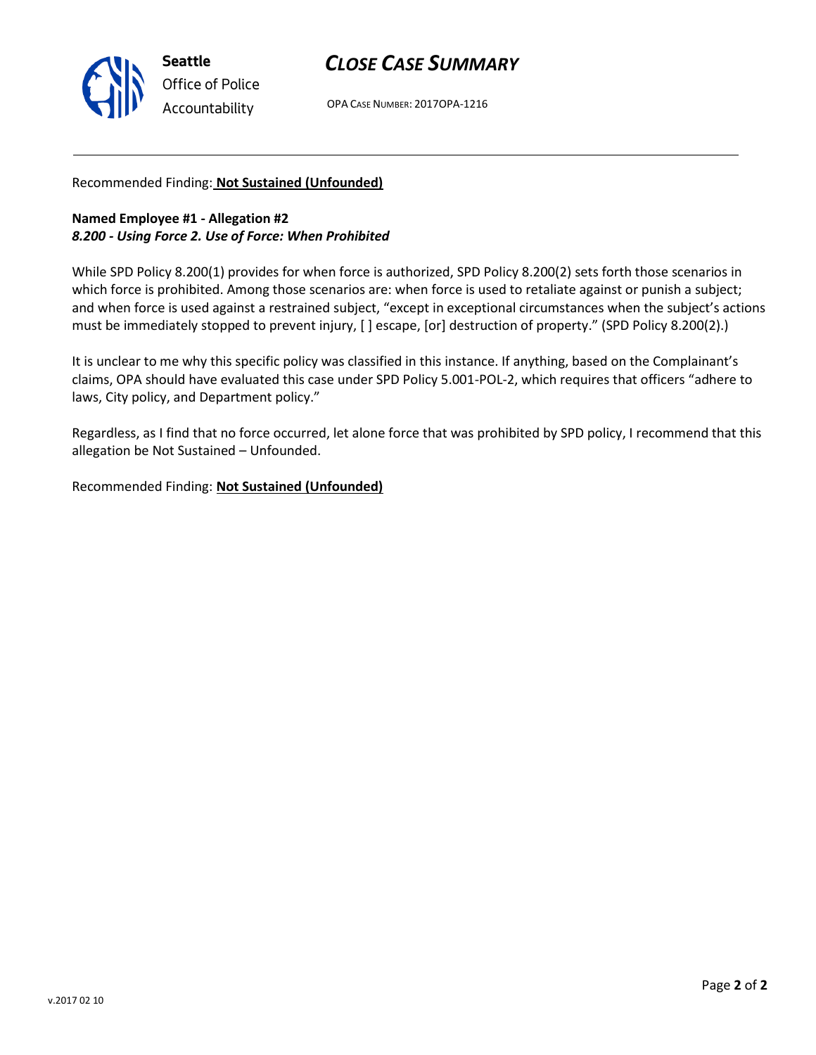Recommended Finding: **Not Sustained (Unfounded)**

**Named Employee #1 - Allegation #2**
***8.200 - Using Force 2. Use of Force: When Prohibited***

While SPD Policy 8.200(1) provides for when force is authorized, SPD Policy 8.200(2) sets forth those scenarios in which force is prohibited. Among those scenarios are: when force is used to retaliate against or punish a subject; and when force is used against a restrained subject, "except in exceptional circumstances when the subject's actions must be immediately stopped to prevent injury, [ ] escape, [or] destruction of property." (SPD Policy 8.200(2).)

It is unclear to me why this specific policy was classified in this instance. If anything, based on the Complainant's claims, OPA should have evaluated this case under SPD Policy 5.001-POL-2, which requires that officers "adhere to laws, City policy, and Department policy."

Regardless, as I find that no force occurred, let alone force that was prohibited by SPD policy, I recommend that this allegation be Not Sustained – Unfounded.

Recommended Finding: **Not Sustained (Unfounded)**